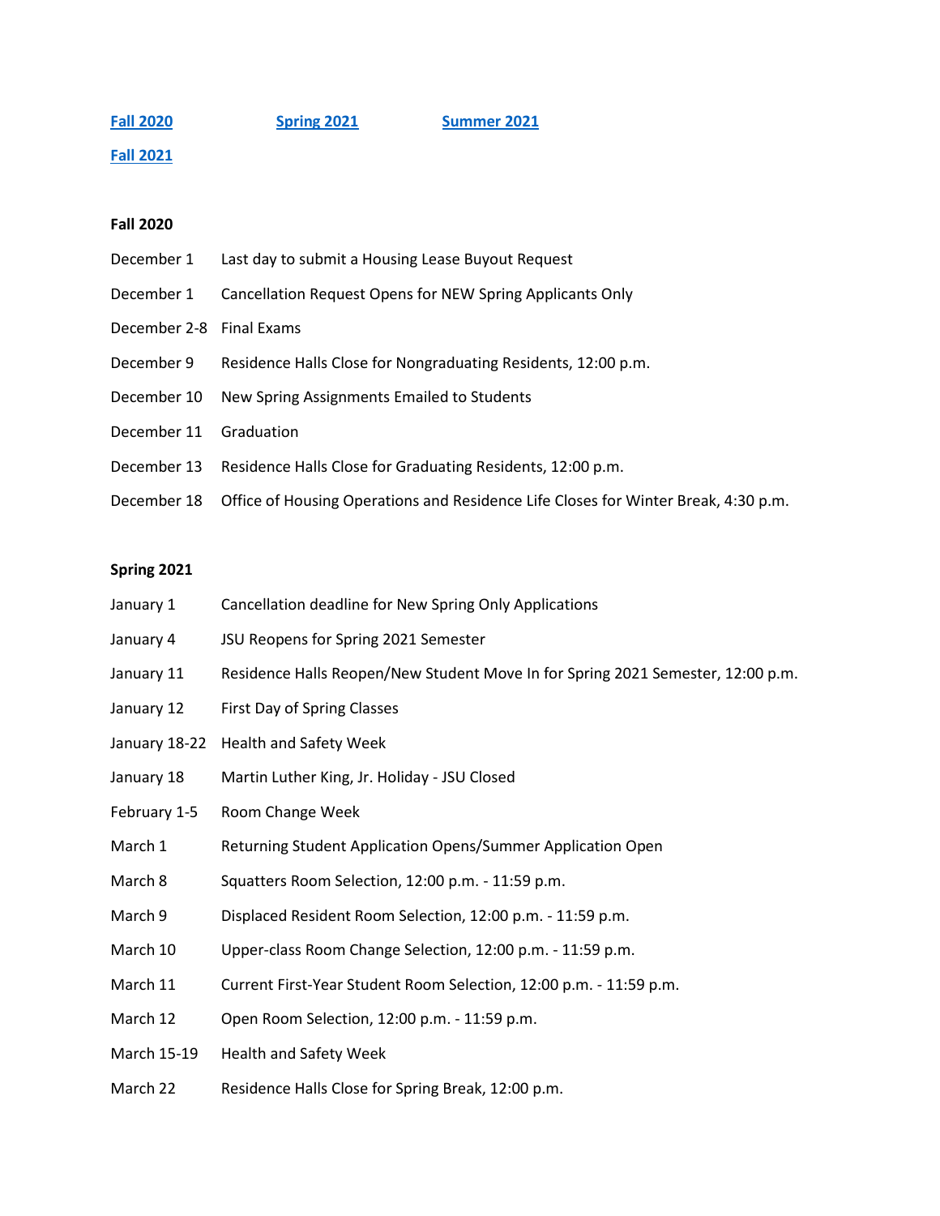[Fall 2020](#fall-2020) [Spring 2021](#spring-2021) [Summer 2021](#summer-2021)

[Fall 2021](#fall-2021)

**Fall 2020**

| | |
|---|---|
| December 1 | Last day to submit a Housing Lease Buyout Request |
| December 1 | Cancellation Request Opens for NEW Spring Applicants Only |
| December 2-8 | Final Exams |
| December 9 | Residence Halls Close for Nongraduating Residents, 12:00 p.m. |
| December 10 | New Spring Assignments Emailed to Students |
| December 11 | Graduation |
| December 13 | Residence Halls Close for Graduating Residents, 12:00 p.m. |
| December 18 | Office of Housing Operations and Residence Life Closes for Winter Break, 4:30 p.m. |

**Spring 2021**

| | |
|---|---|
| January 1 | Cancellation deadline for New Spring Only Applications |
| January 4 | JSU Reopens for Spring 2021 Semester |
| January 11 | Residence Halls Reopen/New Student Move In for Spring 2021 Semester, 12:00 p.m. |
| January 12 | First Day of Spring Classes |
| January 18-22 | Health and Safety Week |
| January 18 | Martin Luther King, Jr. Holiday - JSU Closed |
| February 1-5 | Room Change Week |
| March 1 | Returning Student Application Opens/Summer Application Open |
| March 8 | Squatters Room Selection, 12:00 p.m. - 11:59 p.m. |
| March 9 | Displaced Resident Room Selection, 12:00 p.m. - 11:59 p.m. |
| March 10 | Upper-class Room Change Selection, 12:00 p.m. - 11:59 p.m. |
| March 11 | Current First-Year Student Room Selection, 12:00 p.m. - 11:59 p.m. |
| March 12 | Open Room Selection, 12:00 p.m. - 11:59 p.m. |
| March 15-19 | Health and Safety Week |
| March 22 | Residence Halls Close for Spring Break, 12:00 p.m. |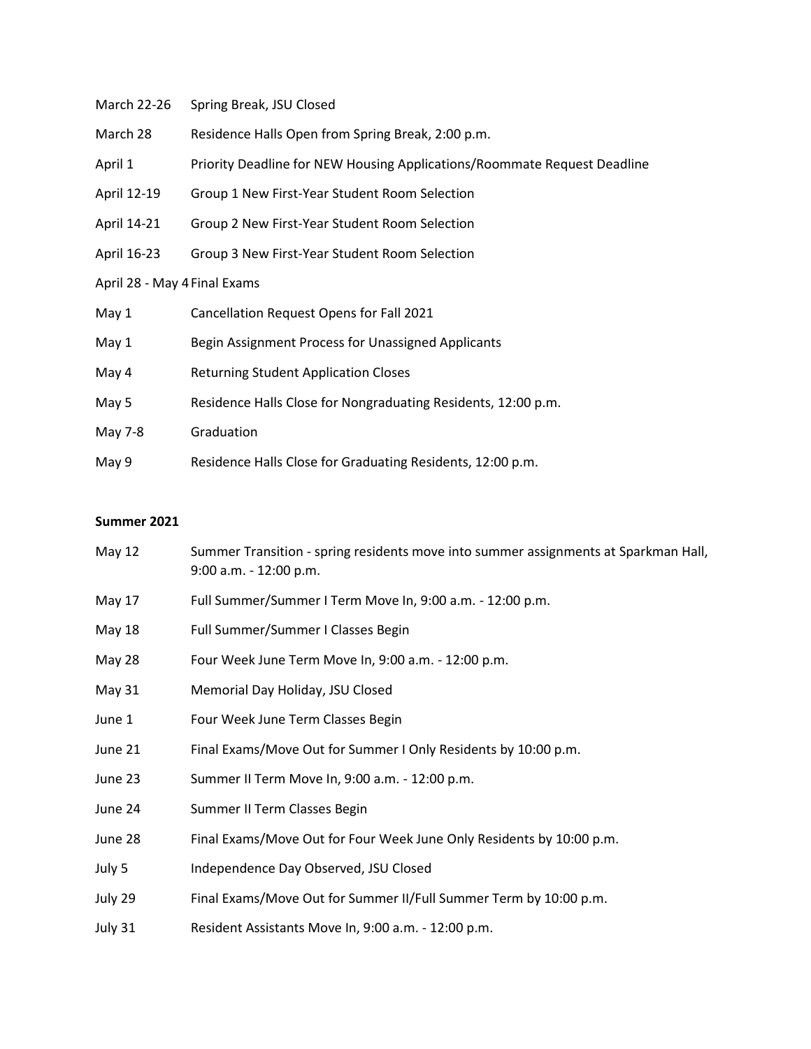| | |
|---|---|
| March 22-26 | Spring Break, JSU Closed |
| March 28 | Residence Halls Open from Spring Break, 2:00 p.m. |
| April 1 | Priority Deadline for NEW Housing Applications/Roommate Request Deadline |
| April 12-19 | Group 1 New First-Year Student Room Selection |
| April 14-21 | Group 2 New First-Year Student Room Selection |
| April 16-23 | Group 3 New First-Year Student Room Selection |
| April 28 - May 4 | Final Exams |
| May 1 | Cancellation Request Opens for Fall 2021 |
| May 1 | Begin Assignment Process for Unassigned Applicants |
| May 4 | Returning Student Application Closes |
| May 5 | Residence Halls Close for Nongraduating Residents, 12:00 p.m. |
| May 7-8 | Graduation |
| May 9 | Residence Halls Close for Graduating Residents, 12:00 p.m. |

**Summer 2021**

| | |
|---|---|
| May 12 | Summer Transition - spring residents move into summer assignments at Sparkman Hall, 9:00 a.m. - 12:00 p.m. |
| May 17 | Full Summer/Summer I Term Move In, 9:00 a.m. - 12:00 p.m. |
| May 18 | Full Summer/Summer I Classes Begin |
| May 28 | Four Week June Term Move In, 9:00 a.m. - 12:00 p.m. |
| May 31 | Memorial Day Holiday, JSU Closed |
| June 1 | Four Week June Term Classes Begin |
| June 21 | Final Exams/Move Out for Summer I Only Residents by 10:00 p.m. |
| June 23 | Summer II Term Move In, 9:00 a.m. - 12:00 p.m. |
| June 24 | Summer II Term Classes Begin |
| June 28 | Final Exams/Move Out for Four Week June Only Residents by 10:00 p.m. |
| July 5 | Independence Day Observed, JSU Closed |
| July 29 | Final Exams/Move Out for Summer II/Full Summer Term by 10:00 p.m. |
| July 31 | Resident Assistants Move In, 9:00 a.m. - 12:00 p.m. |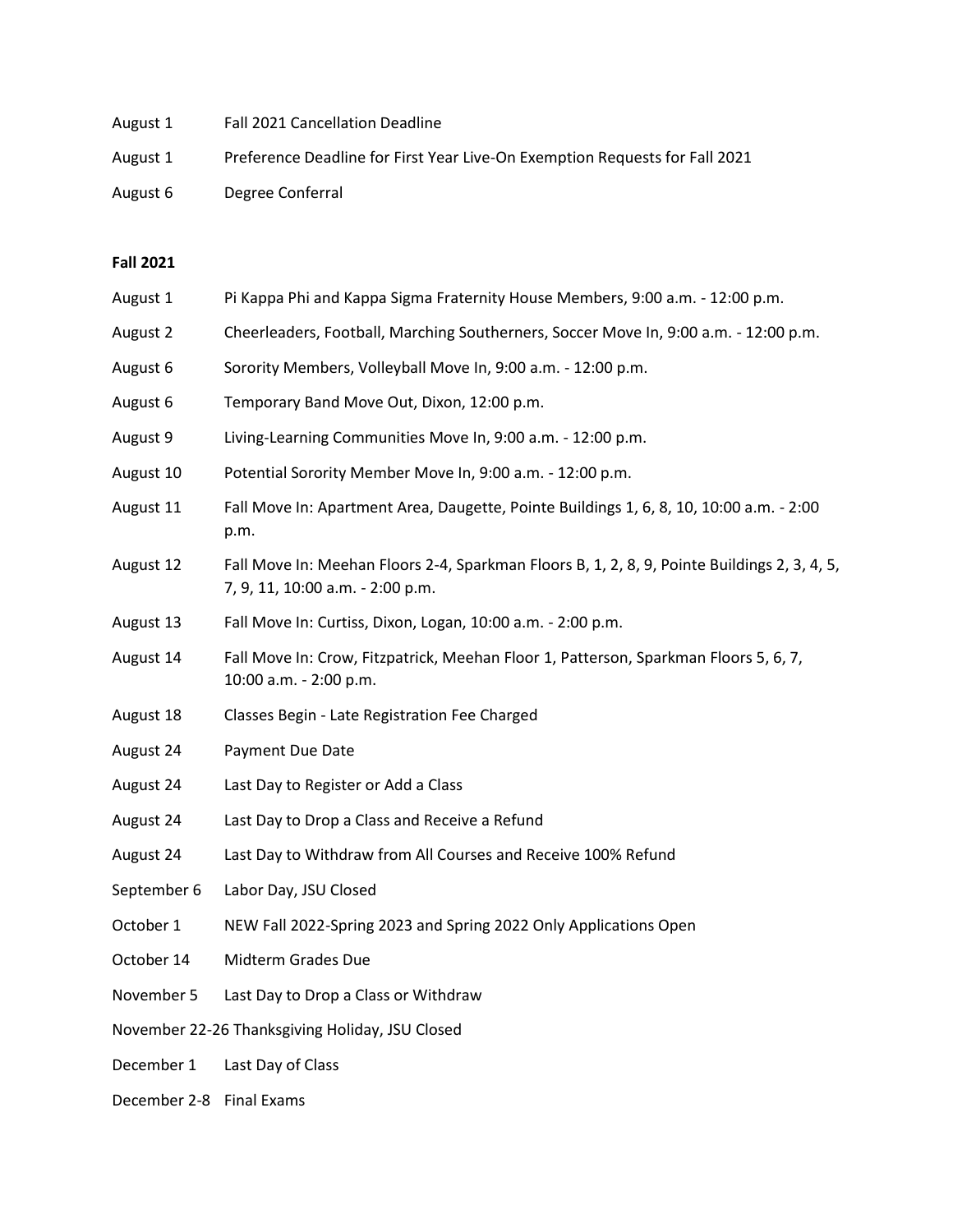August 1 Fall 2021 Cancellation Deadline

August 1 Preference Deadline for First Year Live-On Exemption Requests for Fall 2021

August 6 Degree Conferral

**Fall 2021**

August 1 Pi Kappa Phi and Kappa Sigma Fraternity House Members, 9:00 a.m. - 12:00 p.m.

August 2 Cheerleaders, Football, Marching Southerners, Soccer Move In, 9:00 a.m. - 12:00 p.m.

August 6 Sorority Members, Volleyball Move In, 9:00 a.m. - 12:00 p.m.

August 6 Temporary Band Move Out, Dixon, 12:00 p.m.

August 9 Living-Learning Communities Move In, 9:00 a.m. - 12:00 p.m.

August 10 Potential Sorority Member Move In, 9:00 a.m. - 12:00 p.m.

August 11 Fall Move In: Apartment Area, Daugette, Pointe Buildings 1, 6, 8, 10, 10:00 a.m. - 2:00 p.m.

August 12 Fall Move In: Meehan Floors 2-4, Sparkman Floors B, 1, 2, 8, 9, Pointe Buildings 2, 3, 4, 5, 7, 9, 11, 10:00 a.m. - 2:00 p.m.

August 13 Fall Move In: Curtiss, Dixon, Logan, 10:00 a.m. - 2:00 p.m.

August 14 Fall Move In: Crow, Fitzpatrick, Meehan Floor 1, Patterson, Sparkman Floors 5, 6, 7, 10:00 a.m. - 2:00 p.m.

August 18 Classes Begin - Late Registration Fee Charged

August 24 Payment Due Date

August 24 Last Day to Register or Add a Class

August 24 Last Day to Drop a Class and Receive a Refund

August 24 Last Day to Withdraw from All Courses and Receive 100% Refund

September 6 Labor Day, JSU Closed

October 1 NEW Fall 2022-Spring 2023 and Spring 2022 Only Applications Open

October 14 Midterm Grades Due

November 5 Last Day to Drop a Class or Withdraw

November 22-26 Thanksgiving Holiday, JSU Closed

December 1 Last Day of Class

December 2-8 Final Exams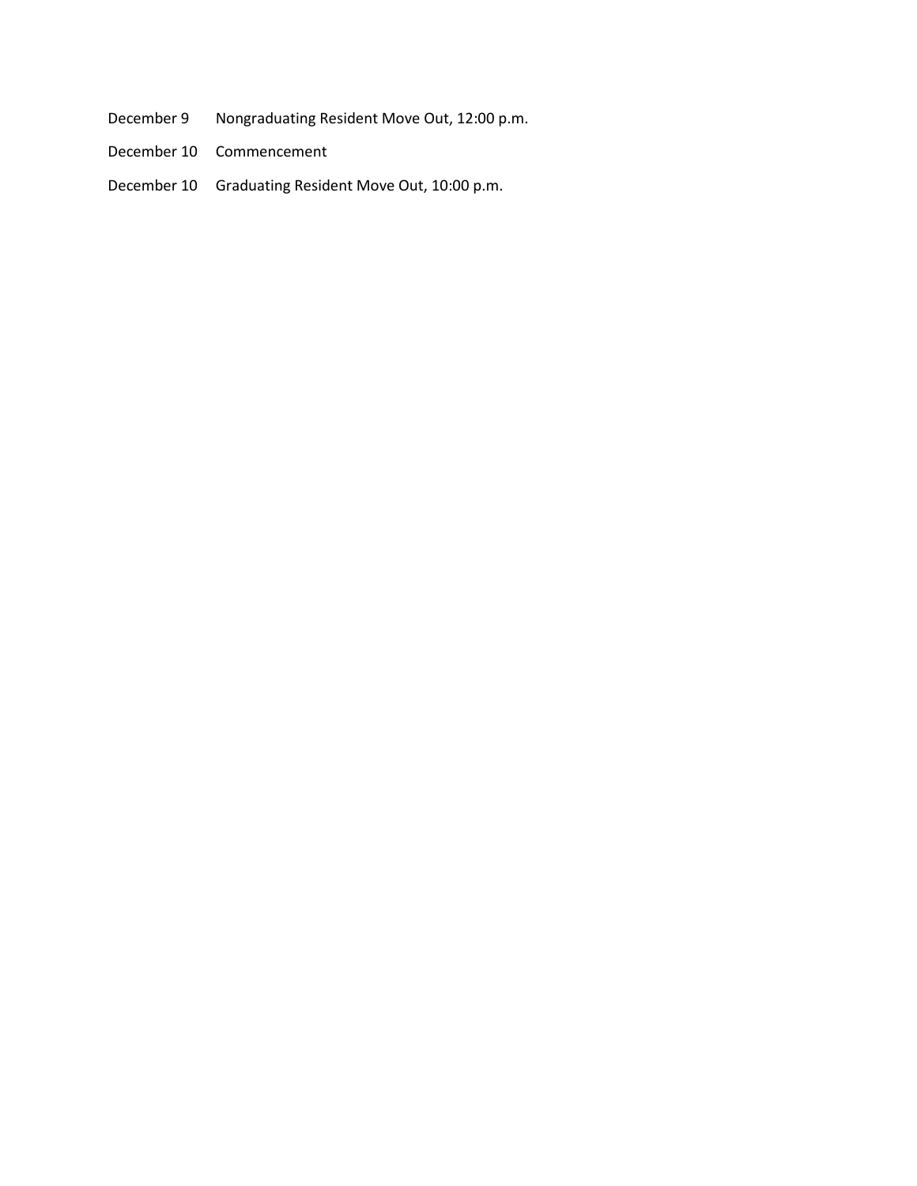| | |
|---|---|
| December 9 | Nongraduating Resident Move Out, 12:00 p.m. |
| December 10 | Commencement |
| December 10 | Graduating Resident Move Out, 10:00 p.m. |